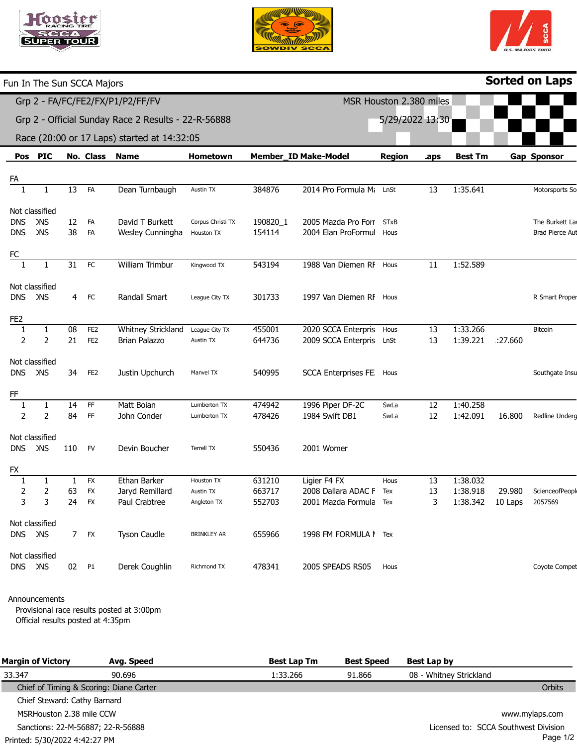Fun In The Sun SCCA Majors

**Sorted on Laps**

Grp 2 - FA/FC/FE2/FX/P1/P2/FF/FV

MSR Houston 2.380 miles

Grp 2 - Official Sunday Race 2 Results - 22-R-56888

5/29/2022 13:30

Race (20:00 or 17 Laps) started at 14:32:05

| Pos | PIC | No. | Class | Name | Hometown | Member_ID | Make-Model | Region | Laps | Best Tm | Gap | Sponsor |
|---|---|---|---|---|---|---|---|---|---|---|---|---|
| **FA** | | | | | | | | | | | | |
| 1 | 1 | 13 | FA | Dean Turnbaugh | Austin TX | 384876 | 2014 Pro Formula Ma | LnSt | 13 | 1:35.641 | | Motorsports So |
| **Not classified** | | | | | | | | | | | | |
| DNS | DNS | 12 | FA | David T Burkett | Corpus Christi TX | 190820_1 | 2005 Mazda Pro Forr | STxB | | | | The Burkett Lav |
| DNS | DNS | 38 | FA | Wesley Cunningha | Houston TX | 154114 | 2004 Elan ProFormul | Hous | | | | Brad Pierce Aut |
| **FC** | | | | | | | | | | | | |
| 1 | 1 | 31 | FC | William Trimbur | Kingwood TX | 543194 | 1988 Van Diemen RF | Hous | 11 | 1:52.589 | | |
| **Not classified** | | | | | | | | | | | | |
| DNS | DNS | 4 | FC | Randall Smart | League City TX | 301733 | 1997 Van Diemen RF | Hous | | | | R Smart Proper |
| **FE2** | | | | | | | | | | | | |
| 1 | 1 | 08 | FE2 | Whitney Strickland | League City TX | 455001 | 2020 SCCA Enterpris | Hous | 13 | 1:33.266 | | Bitcoin |
| 2 | 2 | 21 | FE2 | Brian Palazzo | Austin TX | 644736 | 2009 SCCA Enterpris | LnSt | 13 | 1:39.221 | :27.660 | |
| **Not classified** | | | | | | | | | | | | |
| DNS | DNS | 34 | FE2 | Justin Upchurch | Manvel TX | 540995 | SCCA Enterprises FE: | Hous | | | | Southgate Insu |
| **FF** | | | | | | | | | | | | |
| 1 | 1 | 14 | FF | Matt Boian | Lumberton TX | 474942 | 1996 Piper DF-2C | SwLa | 12 | 1:40.258 | | |
| 2 | 2 | 84 | FF | John Conder | Lumberton TX | 478426 | 1984 Swift DB1 | SwLa | 12 | 1:42.091 | 16.800 | Redline Underg |
| **Not classified** | | | | | | | | | | | | |
| DNS | DNS | 110 | FV | Devin Boucher | Terrell TX | 550436 | 2001 Womer | | | | | |
| **FX** | | | | | | | | | | | | |
| 1 | 1 | 1 | FX | Ethan Barker | Houston TX | 631210 | Ligier F4 FX | Hous | 13 | 1:38.032 | | |
| 2 | 2 | 63 | FX | Jaryd Remillard | Austin TX | 663717 | 2008 Dallara ADAC F | Tex | 13 | 1:38.918 | 29.980 | ScienceofPeopl |
| 3 | 3 | 24 | FX | Paul Crabtree | Angleton TX | 552703 | 2001 Mazda Formula | Tex | 3 | 1:38.342 | 10 Laps | 2057569 |
| **Not classified** | | | | | | | | | | | | |
| DNS | DNS | 7 | FX | Tyson Caudle | BRINKLEY AR | 655966 | 1998 FM FORMULA M | Tex | | | | |
| **Not classified** | | | | | | | | | | | | |
| DNS | DNS | 02 | P1 | Derek Coughlin | Richmond TX | 478341 | 2005 SPEADS RS05 | Hous | | | | Coyote Compet |

Announcements

Provisional race results posted at 3:00pm
Official results posted at 4:35pm

| Margin of Victory | Avg. Speed | Best Lap Tm | Best Speed | Best Lap by |
|---|---|---|---|---|
| 33.347 | 90.696 | 1:33.266 | 91.866 | 08 - Whitney Strickland |

Chief of Timing & Scoring: Diane Carter

Orbits

Chief Steward: Cathy Barnard

MSRHouston 2.38 mile CCW

www.mylaps.com

Sanctions: 22-M-56887; 22-R-56888

Licensed to: SCCA Southwest Division

Printed: 5/30/2022 4:42:27 PM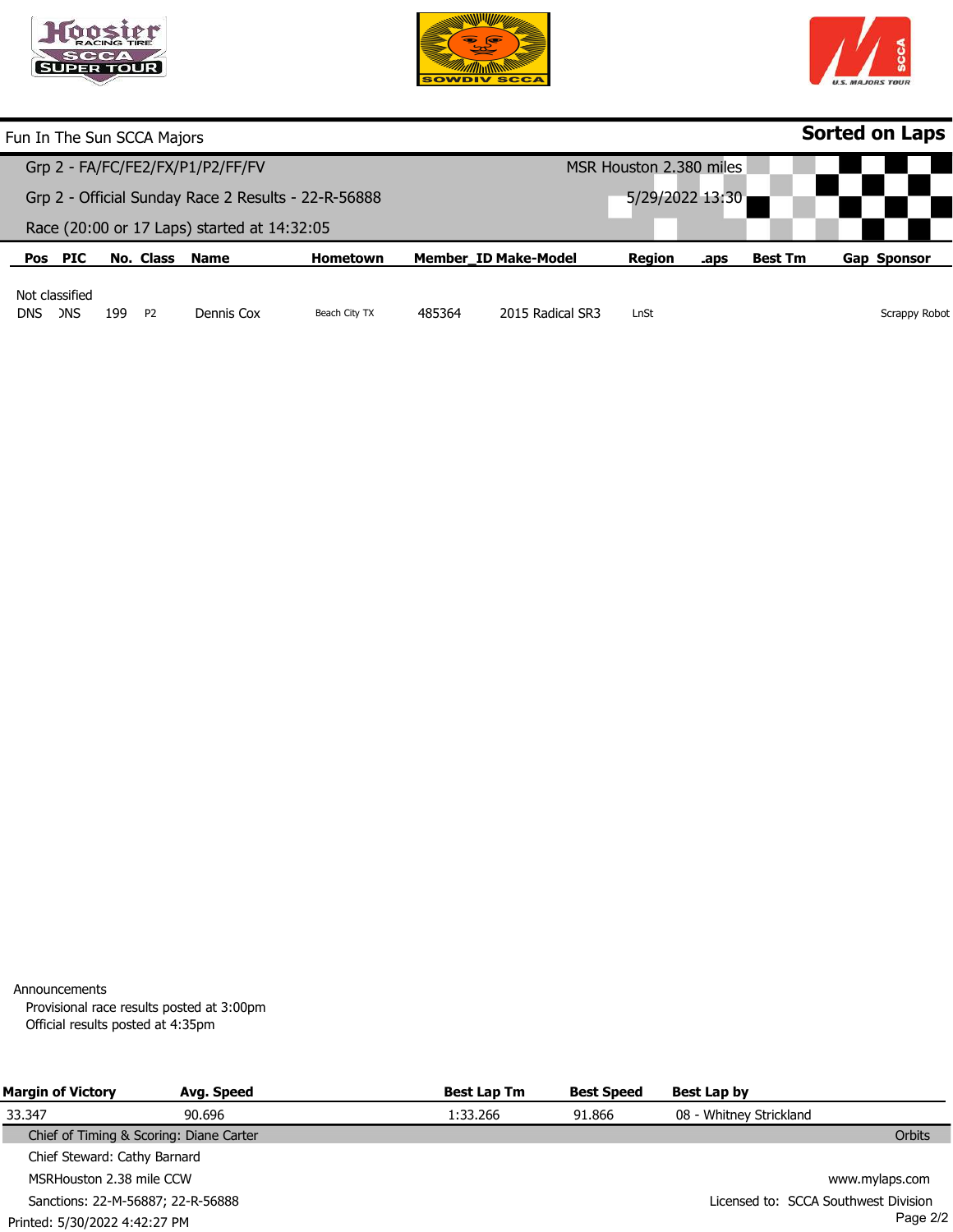Fun In The Sun SCCA Majors

**Sorted on Laps**

Grp 2 - FA/FC/FE2/FX/P1/P2/FF/FV

MSR Houston 2.380 miles

Grp 2 - Official Sunday Race 2 Results - 22-R-56888

5/29/2022 13:30

Race (20:00 or 17 Laps) started at 14:32:05

| Pos | PIC | No. | Class | Name | Hometown | Member_ID | Make-Model | Region | Laps | Best Tm | Gap | Sponsor |
|---|---|---|---|---|---|---|---|---|---|---|---|---|
| Not classified | | | | | | | | | | | | |
| DNS | DNS | 199 | P2 | Dennis Cox | Beach City TX | 485364 | 2015 Radical SR3 | LnSt | | | | Scrappy Robot |

Announcements
Provisional race results posted at 3:00pm
Official results posted at 4:35pm

| Margin of Victory | Avg. Speed | Best Lap Tm | Best Speed | Best Lap by |
|---|---|---|---|---|
| 33.347 | 90.696 | 1:33.266 | 91.866 | 08 - Whitney Strickland |

Chief of Timing & Scoring: Diane Carter

Orbits

Chief Steward: Cathy Barnard

MSRHouston 2.38 mile CCW

www.mylaps.com

Sanctions: 22-M-56887; 22-R-56888

Licensed to: SCCA Southwest Division

Printed: 5/30/2022 4:42:27 PM